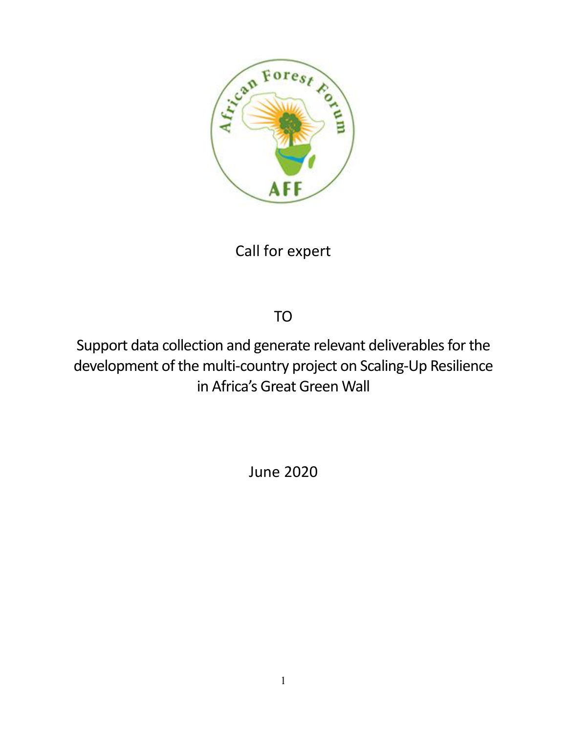Call for expert

TO

Support data collection and generate relevant deliverables for the development of the multi-country project on Scaling-Up Resilience in Africa's Great Green Wall

June 2020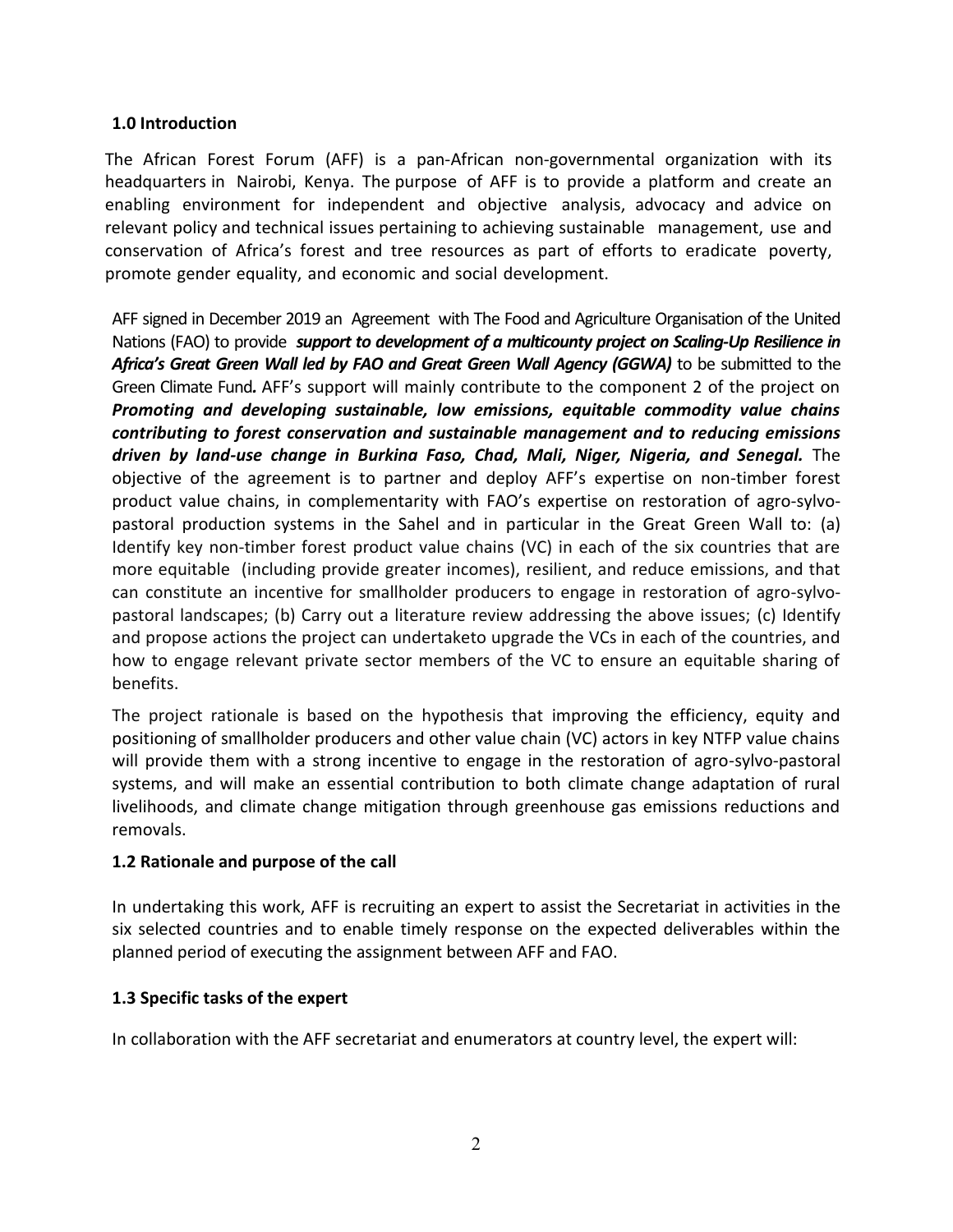## 1.0 Introduction

The African Forest Forum (AFF) is a pan-African non-governmental organization with its headquarters in Nairobi, Kenya. The purpose of AFF is to provide a platform and create an enabling environment for independent and objective analysis, advocacy and advice on relevant policy and technical issues pertaining to achieving sustainable management, use and conservation of Africa's forest and tree resources as part of efforts to eradicate poverty, promote gender equality, and economic and social development.

AFF signed in December 2019 an Agreement with The Food and Agriculture Organisation of the United Nations (FAO) to provide ***support to development of a multicounty project on Scaling-Up Resilience in Africa's Great Green Wall led by FAO and Great Green Wall Agency (GGWA)*** to be submitted to the Green Climate Fund*.* AFF's support will mainly contribute to the component 2 of the project on ***Promoting and developing sustainable, low emissions, equitable commodity value chains contributing to forest conservation and sustainable management and to reducing emissions driven by land-use change in Burkina Faso, Chad, Mali, Niger, Nigeria, and Senegal.*** The objective of the agreement is to partner and deploy AFF's expertise on non-timber forest product value chains, in complementarity with FAO's expertise on restoration of agro-sylvo-pastoral production systems in the Sahel and in particular in the Great Green Wall to: (a) Identify key non-timber forest product value chains (VC) in each of the six countries that are more equitable (including provide greater incomes), resilient, and reduce emissions, and that can constitute an incentive for smallholder producers to engage in restoration of agro-sylvo-pastoral landscapes; (b) Carry out a literature review addressing the above issues; (c) Identify and propose actions the project can undertaketo upgrade the VCs in each of the countries, and how to engage relevant private sector members of the VC to ensure an equitable sharing of benefits.

The project rationale is based on the hypothesis that improving the efficiency, equity and positioning of smallholder producers and other value chain (VC) actors in key NTFP value chains will provide them with a strong incentive to engage in the restoration of agro-sylvo-pastoral systems, and will make an essential contribution to both climate change adaptation of rural livelihoods, and climate change mitigation through greenhouse gas emissions reductions and removals.

### 1.2 Rationale and purpose of the call

In undertaking this work, AFF is recruiting an expert to assist the Secretariat in activities in the six selected countries and to enable timely response on the expected deliverables within the planned period of executing the assignment between AFF and FAO.

### 1.3 Specific tasks of the expert

In collaboration with the AFF secretariat and enumerators at country level, the expert will: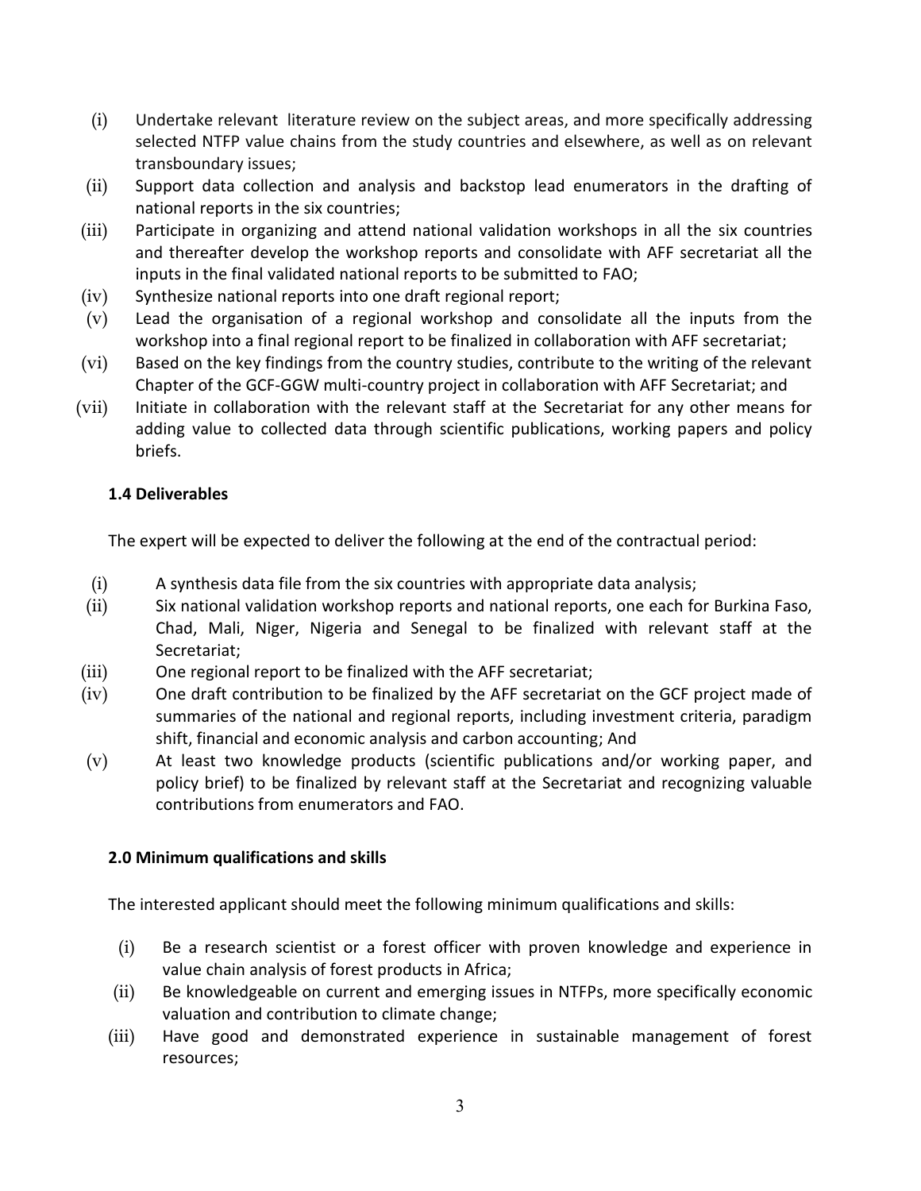(i) Undertake relevant literature review on the subject areas, and more specifically addressing selected NTFP value chains from the study countries and elsewhere, as well as on relevant transboundary issues;
(ii) Support data collection and analysis and backstop lead enumerators in the drafting of national reports in the six countries;
(iii) Participate in organizing and attend national validation workshops in all the six countries and thereafter develop the workshop reports and consolidate with AFF secretariat all the inputs in the final validated national reports to be submitted to FAO;
(iv) Synthesize national reports into one draft regional report;
(v) Lead the organisation of a regional workshop and consolidate all the inputs from the workshop into a final regional report to be finalized in collaboration with AFF secretariat;
(vi) Based on the key findings from the country studies, contribute to the writing of the relevant Chapter of the GCF-GGW multi-country project in collaboration with AFF Secretariat; and
(vii) Initiate in collaboration with the relevant staff at the Secretariat for any other means for adding value to collected data through scientific publications, working papers and policy briefs.

### 1.4 Deliverables

The expert will be expected to deliver the following at the end of the contractual period:

(i) A synthesis data file from the six countries with appropriate data analysis;
(ii) Six national validation workshop reports and national reports, one each for Burkina Faso, Chad, Mali, Niger, Nigeria and Senegal to be finalized with relevant staff at the Secretariat;
(iii) One regional report to be finalized with the AFF secretariat;
(iv) One draft contribution to be finalized by the AFF secretariat on the GCF project made of summaries of the national and regional reports, including investment criteria, paradigm shift, financial and economic analysis and carbon accounting; And
(v) At least two knowledge products (scientific publications and/or working paper, and policy brief) to be finalized by relevant staff at the Secretariat and recognizing valuable contributions from enumerators and FAO.

### 2.0 Minimum qualifications and skills

The interested applicant should meet the following minimum qualifications and skills:

(i) Be a research scientist or a forest officer with proven knowledge and experience in value chain analysis of forest products in Africa;
(ii) Be knowledgeable on current and emerging issues in NTFPs, more specifically economic valuation and contribution to climate change;
(iii) Have good and demonstrated experience in sustainable management of forest resources;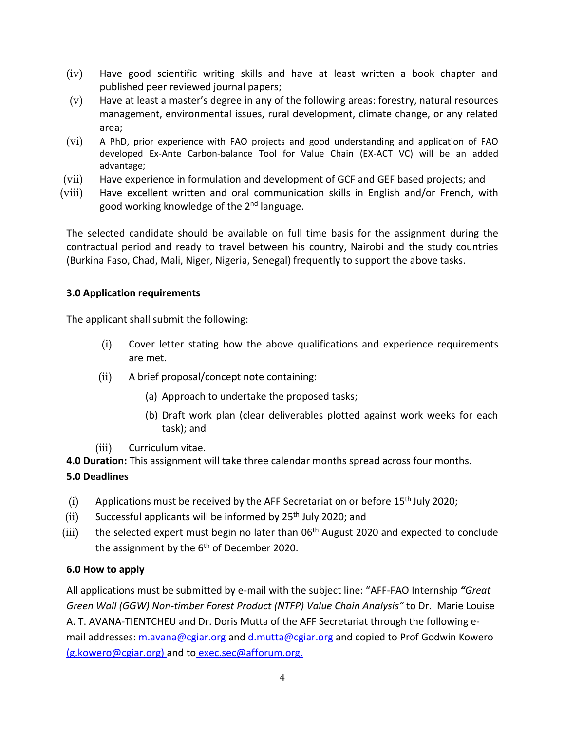(iv) Have good scientific writing skills and have at least written a book chapter and published peer reviewed journal papers;

(v) Have at least a master's degree in any of the following areas: forestry, natural resources management, environmental issues, rural development, climate change, or any related area;

(vi) A PhD, prior experience with FAO projects and good understanding and application of FAO developed Ex-Ante Carbon-balance Tool for Value Chain (EX-ACT VC) will be an added advantage;

(vii) Have experience in formulation and development of GCF and GEF based projects; and

(viii) Have excellent written and oral communication skills in English and/or French, with good working knowledge of the 2nd language.

The selected candidate should be available on full time basis for the assignment during the contractual period and ready to travel between his country, Nairobi and the study countries (Burkina Faso, Chad, Mali, Niger, Nigeria, Senegal) frequently to support the above tasks.

**3.0 Application requirements**

The applicant shall submit the following:

(i) Cover letter stating how the above qualifications and experience requirements are met.

(ii) A brief proposal/concept note containing:

   (a) Approach to undertake the proposed tasks;

   (b) Draft work plan (clear deliverables plotted against work weeks for each task); and

(iii) Curriculum vitae.

**4.0 Duration:** This assignment will take three calendar months spread across four months.

**5.0 Deadlines**

(i) Applications must be received by the AFF Secretariat on or before 15th July 2020;

(ii) Successful applicants will be informed by 25th July 2020; and

(iii) the selected expert must begin no later than 06th August 2020 and expected to conclude the assignment by the 6th of December 2020.

**6.0 How to apply**

All applications must be submitted by e-mail with the subject line: "AFF-FAO Internship ***"Great*** *Green Wall (GGW) Non-timber Forest Product (NTFP) Value Chain Analysis"* to Dr. Marie Louise A. T. AVANA-TIENTCHEU and Dr. Doris Mutta of the AFF Secretariat through the following e-mail addresses: m.avana@cgiar.org and d.mutta@cgiar.org and copied to Prof Godwin Kowero (g.kowero@cgiar.org) and to exec.sec@afforum.org.